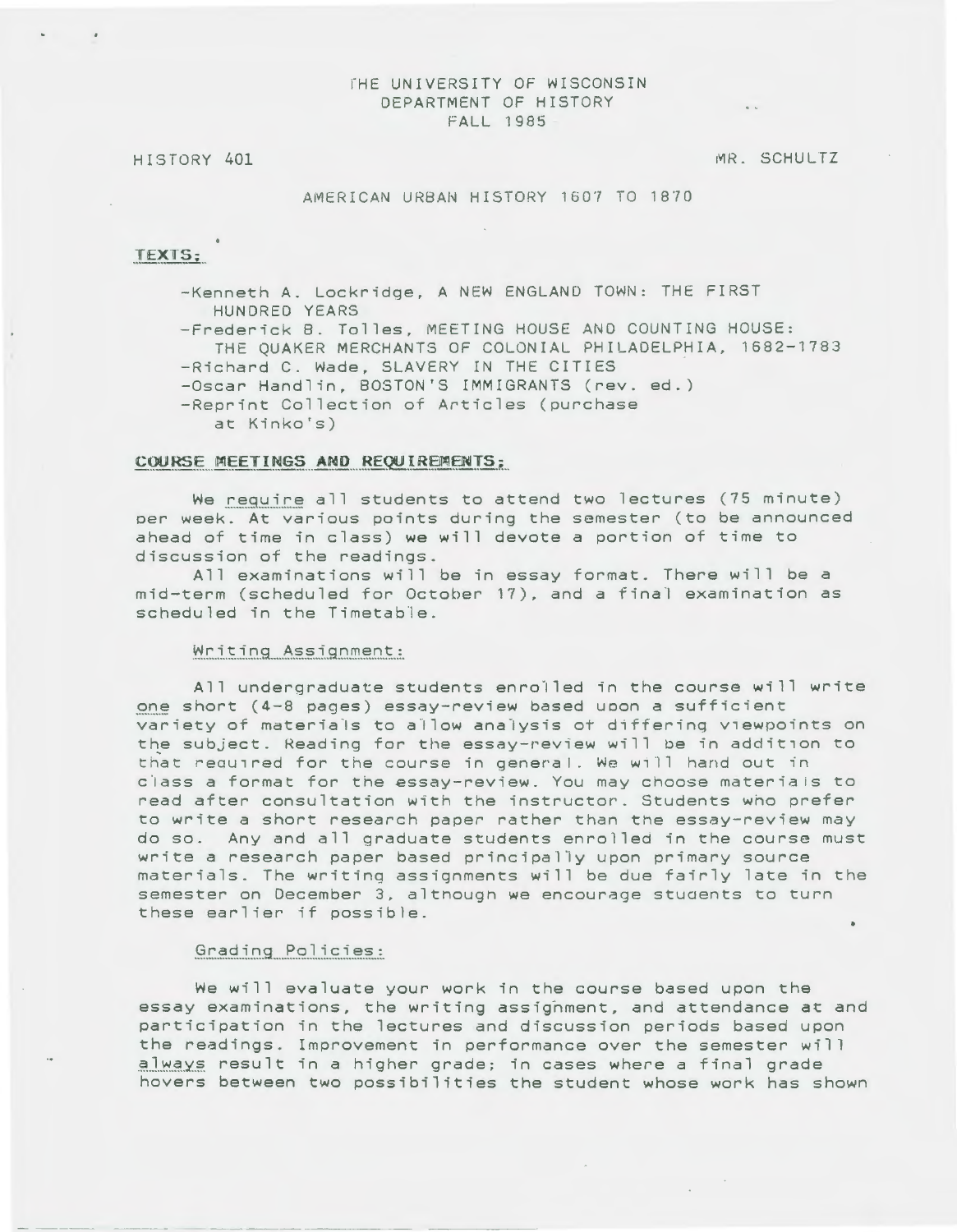THE UNIVERSITY OF WISCONSIN
DEPARTMENT OF HISTORY
FALL 1985

HISTORY 401 — MR. SCHULTZ

# AMERICAN URBAN HISTORY 1607 TO 1870

## TEXTS:

- Kenneth A. Lockridge, A NEW ENGLAND TOWN: THE FIRST HUNDRED YEARS
- Frederick B. Tolles, MEETING HOUSE AND COUNTING HOUSE: THE QUAKER MERCHANTS OF COLONIAL PHILADELPHIA, 1682-1783
- Richard C. Wade, SLAVERY IN THE CITIES
- Oscar Handlin, BOSTON'S IMMIGRANTS (rev. ed.)
- Reprint Collection of Articles (purchase at Kinko's)

## COURSE MEETINGS AND REQUIREMENTS:

We require all students to attend two lectures (75 minute) per week. At various points during the semester (to be announced ahead of time in class) we will devote a portion of time to discussion of the readings.

All examinations will be in essay format. There will be a mid-term (scheduled for October 17), and a final examination as scheduled in the Timetable.

### Writing Assignment:

All undergraduate students enrolled in the course will write one short (4-8 pages) essay-review based upon a sufficient variety of materials to allow analysis of differing viewpoints on the subject. Reading for the essay-review will be in addition to that required for the course in general. We will hand out in class a format for the essay-review. You may choose materials to read after consultation with the instructor. Students who prefer to write a short research paper rather than the essay-review may do so. Any and all graduate students enrolled in the course must write a research paper based principally upon primary source materials. The writing assignments will be due fairly late in the semester on December 3, although we encourage students to turn these earlier if possible.

### Grading Policies:

We will evaluate your work in the course based upon the essay examinations, the writing assignment, and attendance at and participation in the lectures and discussion periods based upon the readings. Improvement in performance over the semester will always result in a higher grade; in cases where a final grade hovers between two possibilities the student whose work has shown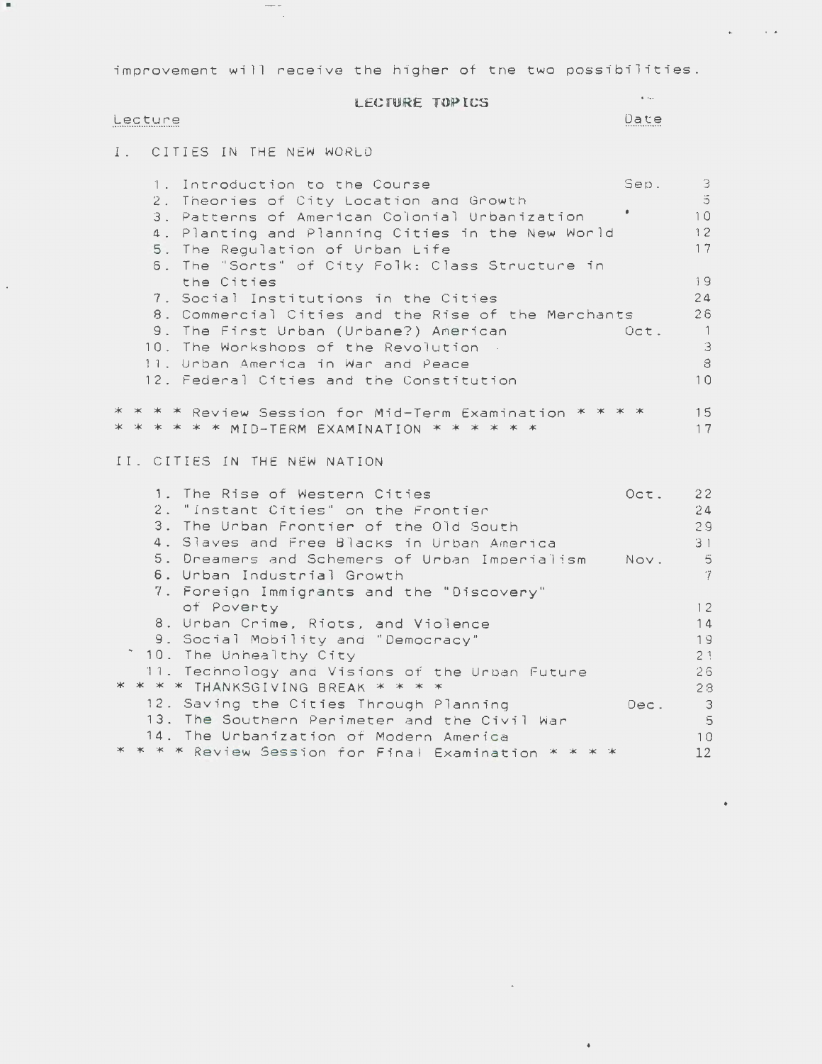improvement will receive the higher of the two possibilities.

## LECTURE TOPICS

| Lecture | Date | |
|---|---|---|
| **I. CITIES IN THE NEW WORLD** | | |
| 1. Introduction to the Course | Sep. | 3 |
| 2. Theories of City Location and Growth | | 5 |
| 3. Patterns of American Colonial Urbanization | | 10 |
| 4. Planting and Planning Cities in the New World | | 12 |
| 5. The Regulation of Urban Life | | 17 |
| 6. The "Sorts" of City Folk: Class Structure in the Cities | | 19 |
| 7. Social Institutions in the Cities | | 24 |
| 8. Commercial Cities and the Rise of the Merchants | | 26 |
| 9. The First Urban (Urbane?) American | Oct. | 1 |
| 10. The Workshops of the Revolution | | 3 |
| 11. Urban America in War and Peace | | 8 |
| 12. Federal Cities and the Constitution | | 10 |
| * * * * Review Session for Mid-Term Examination * * * * | | 15 |
| * * * * * * MID-TERM EXAMINATION * * * * * * | | 17 |
| **II. CITIES IN THE NEW NATION** | | |
| 1. The Rise of Western Cities | Oct. | 22 |
| 2. "Instant Cities" on the Frontier | | 24 |
| 3. The Urban Frontier of the Old South | | 29 |
| 4. Slaves and Free Blacks in Urban America | | 31 |
| 5. Dreamers and Schemers of Urban Imperialism | Nov. | 5 |
| 6. Urban Industrial Growth | | 7 |
| 7. Foreign Immigrants and the "Discovery" of Poverty | | 12 |
| 8. Urban Crime, Riots, and Violence | | 14 |
| 9. Social Mobility and "Democracy" | | 19 |
| 10. The Unhealthy City | | 21 |
| 11. Technology and Visions of the Urban Future | | 26 |
| * * * * THANKSGIVING BREAK * * * * | | 28 |
| 12. Saving the Cities Through Planning | Dec. | 3 |
| 13. The Southern Perimeter and the Civil War | | 5 |
| 14. The Urbanization of Modern America | | 10 |
| * * * * Review Session for Final Examination * * * * | | 12 |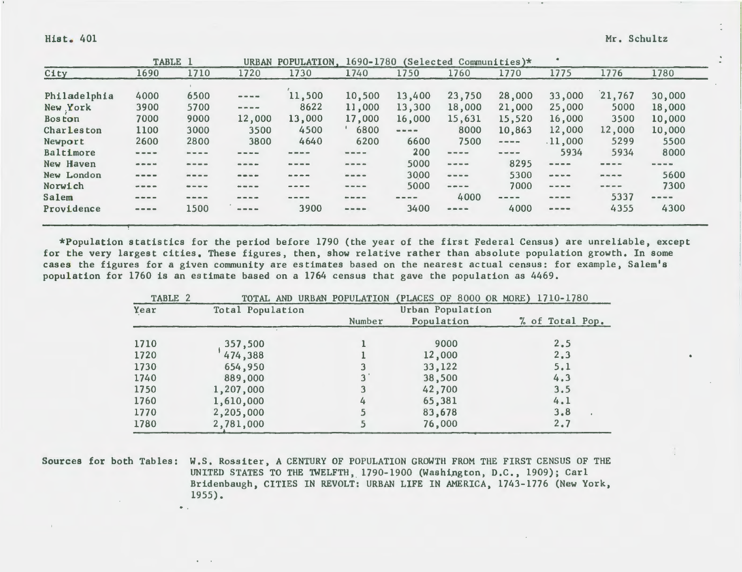Hist. 401 Mr. Schultz

| TABLE 1 | URBAN POPULATION, 1690-1780 (Selected Communities)* | | | | | | | | | | |
|---|---|---|---|---|---|---|---|---|---|---|---|
| City | 1690 | 1710 | 1720 | 1730 | 1740 | 1750 | 1760 | 1770 | 1775 | 1776 | 1780 |
| Philadelphia | 4000 | 6500 | ---- | 11,500 | 10,500 | 13,400 | 23,750 | 28,000 | 33,000 | 21,767 | 30,000 |
| New York | 3900 | 5700 | ---- | 8622 | 11,000 | 13,300 | 18,000 | 21,000 | 25,000 | 5000 | 18,000 |
| Boston | 7000 | 9000 | 12,000 | 13,000 | 17,000 | 16,000 | 15,631 | 15,520 | 16,000 | 3500 | 10,000 |
| Charleston | 1100 | 3000 | 3500 | 4500 | 6800 | ---- | 8000 | 10,863 | 12,000 | 12,000 | 10,000 |
| Newport | 2600 | 2800 | 3800 | 4640 | 6200 | 6600 | 7500 | ---- | 11,000 | 5299 | 5500 |
| Baltimore | ---- | ---- | ---- | ---- | ---- | 200 | ---- | ---- | 5934 | 5934 | 8000 |
| New Haven | ---- | ---- | ---- | ---- | ---- | 5000 | ---- | 8295 | ---- | ---- | ---- |
| New London | ---- | ---- | ---- | ---- | ---- | 3000 | ---- | 5300 | ---- | ---- | 5600 |
| Norwich | ---- | ---- | ---- | ---- | ---- | 5000 | ---- | 7000 | ---- | ---- | 7300 |
| Salem | ---- | ---- | ---- | ---- | ---- | ---- | 4000 | ---- | ---- | 5337 | ---- |
| Providence | ---- | 1500 | ---- | 3900 | ---- | 3400 | ---- | 4000 | ---- | 4355 | 4300 |

*Population statistics for the period before 1790 (the year of the first Federal Census) are unreliable, except for the very largest cities. These figures, then, show relative rather than absolute population growth. In some cases the figures for a given community are estimates based on the nearest actual census: for example, Salem's population for 1760 is an estimate based on a 1764 census that gave the population as 4469.

| TABLE 2 | TOTAL AND URBAN POPULATION (PLACES OF 8000 OR MORE) 1710-1780 | | | |
|---|---|---|---|---|
| Year | Total Population | Urban Population | | |
| | | Number | Population | % of Total Pop. |
| 1710 | 357,500 | 1 | 9000 | 2.5 |
| 1720 | 474,388 | 1 | 12,000 | 2.3 |
| 1730 | 654,950 | 3 | 33,122 | 5.1 |
| 1740 | 889,000 | 3 | 38,500 | 4.3 |
| 1750 | 1,207,000 | 3 | 42,700 | 3.5 |
| 1760 | 1,610,000 | 4 | 65,381 | 4.1 |
| 1770 | 2,205,000 | 5 | 83,678 | 3.8 |
| 1780 | 2,781,000 | 5 | 76,000 | 2.7 |

Sources for both Tables: W.S. Rossiter, A CENTURY OF POPULATION GROWTH FROM THE FIRST CENSUS OF THE UNITED STATES TO THE TWELFTH, 1790-1900 (Washington, D.C., 1909); Carl Bridenbaugh, CITIES IN REVOLT: URBAN LIFE IN AMERICA, 1743-1776 (New York, 1955).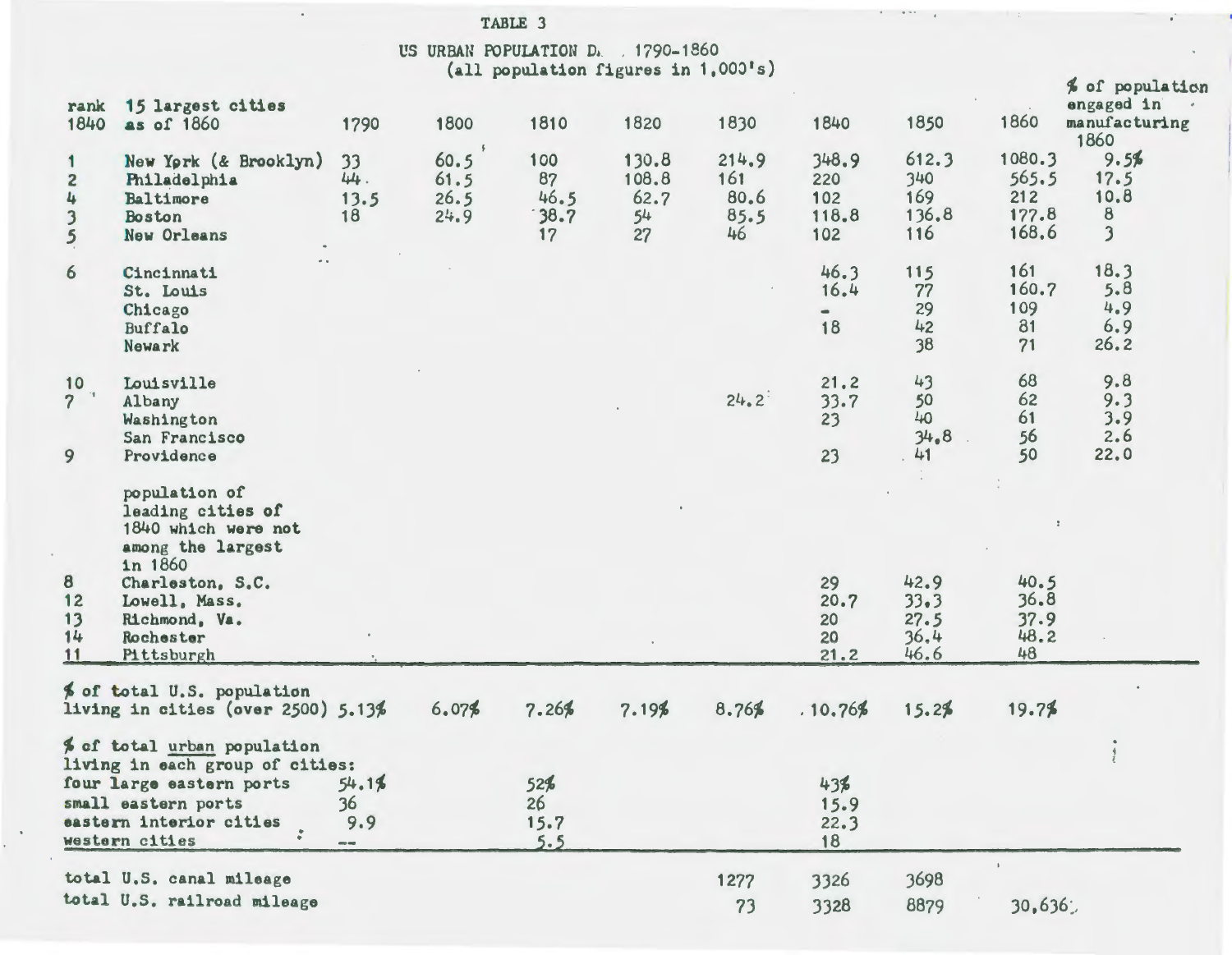TABLE 3

US URBAN POPULATION D. 1790-1860
(all population figures in 1,000's)

| rank 1840 | 15 largest cities as of 1860 | 1790 | 1800 | 1810 | 1820 | 1830 | 1840 | 1850 | 1860 | % of population engaged in manufacturing 1860 |
|---|---|---|---|---|---|---|---|---|---|---|
| 1 | New York (& Brooklyn) | 33 | 60.5 | 100 | 130.8 | 214.9 | 348.9 | 612.3 | 1080.3 | 9.5% |
| 2 | Philadelphia | 44 | 61.5 | 87 | 108.8 | 161 | 220 | 340 | 565.5 | 17.5 |
| 4 | Baltimore | 13.5 | 26.5 | 46.5 | 62.7 | 80.6 | 102 | 169 | 212 | 10.8 |
| 3 | Boston | 18 | 24.9 | 38.7 | 54 | 85.5 | 118.8 | 136.8 | 177.8 | 8 |
| 5 | New Orleans | | | 17 | 27 | 46 | 102 | 116 | 168.6 | 3 |
| 6 | Cincinnati | | | | | | 46.3 | 115 | 161 | 18.3 |
| | St. Louis | | | | | | 16.4 | 77 | 160.7 | 5.8 |
| | Chicago | | | | | | - | 29 | 109 | 4.9 |
| | Buffalo | | | | | | 18 | 42 | 81 | 6.9 |
| | Newark | | | | | | | 38 | 71 | 26.2 |
| 10 | Louisville | | | | | | 21.2 | 43 | 68 | 9.8 |
| 7 | Albany | | | | | 24.2 | 33.7 | 50 | 62 | 9.3 |
| | Washington | | | | | | 23 | 40 | 61 | 3.9 |
| | San Francisco | | | | | | | 34.8 | 56 | 2.6 |
| 9 | Providence | | | | | | 23 | 41 | 50 | 22.0 |
| | population of leading cities of 1840 which were not among the largest in 1860 | | | | | | | | | |
| 8 | Charleston, S.C. | | | | | | 29 | 42.9 | 40.5 | |
| 12 | Lowell, Mass. | | | | | | 20.7 | 33.3 | 36.8 | |
| 13 | Richmond, Va. | | | | | | 20 | 27.5 | 37.9 | |
| 14 | Rochester | | | | | | 20 | 36.4 | 48.2 | |
| 11 | Pittsburgh | | | | | | 21.2 | 46.6 | 48 | |

| | 1790 | 1800 | 1810 | 1820 | 1830 | 1840 | 1850 | 1860 |
|---|---|---|---|---|---|---|---|---|
| % of total U.S. population living in cities (over 2500) | 5.13% | 6.07% | 7.26% | 7.19% | 8.76% | 10.76% | 15.2% | 19.7% |
| % of total <u>urban</u> population living in each group of cities: | | | | | | | | |
| four large eastern ports | 54.1% | | 52% | | | 43% | | |
| small eastern ports | 36 | | 26 | | | 15.9 | | |
| eastern interior cities | 9.9 | | 15.7 | | | 22.3 | | |
| western cities | -- | | 5.5 | | | 18 | | |

| | 1830 | 1840 | 1850 | 1860 |
|---|---|---|---|---|
| total U.S. canal mileage | 1277 | 3326 | 3698 | |
| total U.S. railroad mileage | 73 | 3328 | 8879 | 30,636 |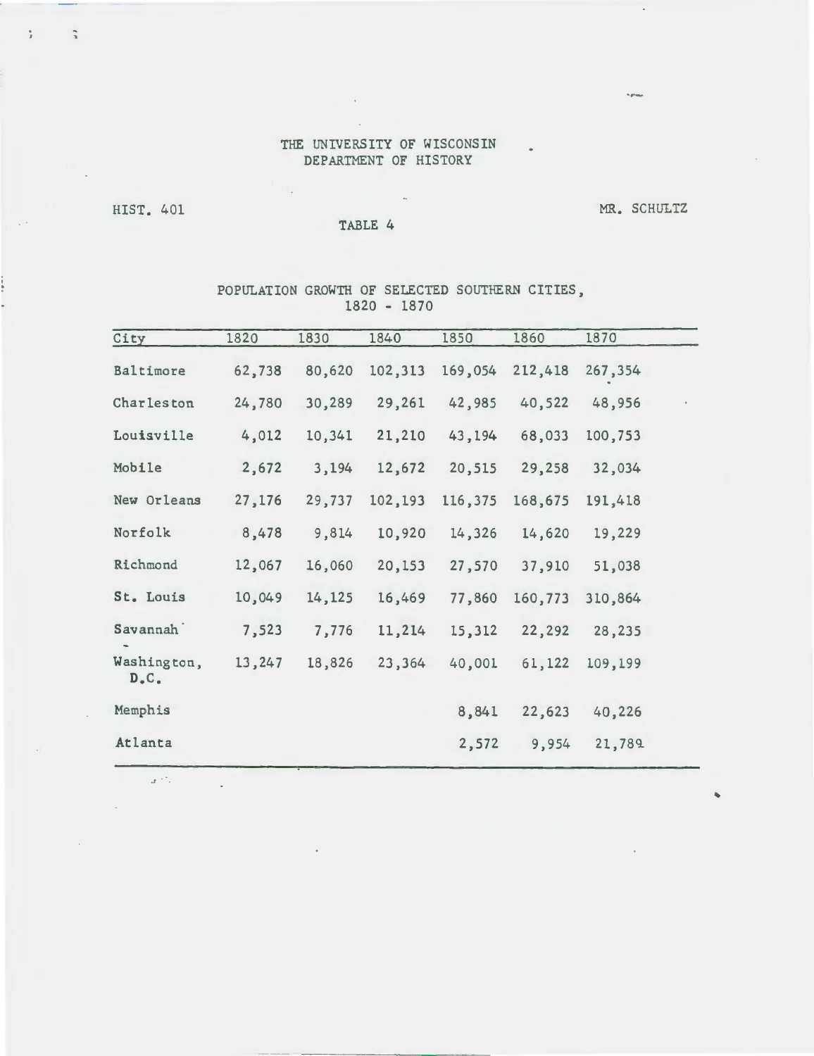THE UNIVERSITY OF WISCONSIN
DEPARTMENT OF HISTORY

HIST. 401

MR. SCHULTZ

TABLE 4

POPULATION GROWTH OF SELECTED SOUTHERN CITIES, 1820 - 1870

| City | 1820 | 1830 | 1840 | 1850 | 1860 | 1870 |
|---|---|---|---|---|---|---|
| Baltimore | 62,738 | 80,620 | 102,313 | 169,054 | 212,418 | 267,354 |
| Charleston | 24,780 | 30,289 | 29,261 | 42,985 | 40,522 | 48,956 |
| Louisville | 4,012 | 10,341 | 21,210 | 43,194 | 68,033 | 100,753 |
| Mobile | 2,672 | 3,194 | 12,672 | 20,515 | 29,258 | 32,034 |
| New Orleans | 27,176 | 29,737 | 102,193 | 116,375 | 168,675 | 191,418 |
| Norfolk | 8,478 | 9,814 | 10,920 | 14,326 | 14,620 | 19,229 |
| Richmond | 12,067 | 16,060 | 20,153 | 27,570 | 37,910 | 51,038 |
| St. Louis | 10,049 | 14,125 | 16,469 | 77,860 | 160,773 | 310,864 |
| Savannah | 7,523 | 7,776 | 11,214 | 15,312 | 22,292 | 28,235 |
| Washington, D.C. | 13,247 | 18,826 | 23,364 | 40,001 | 61,122 | 109,199 |
| Memphis | | | | 8,841 | 22,623 | 40,226 |
| Atlanta | | | | 2,572 | 9,954 | 21,789 |